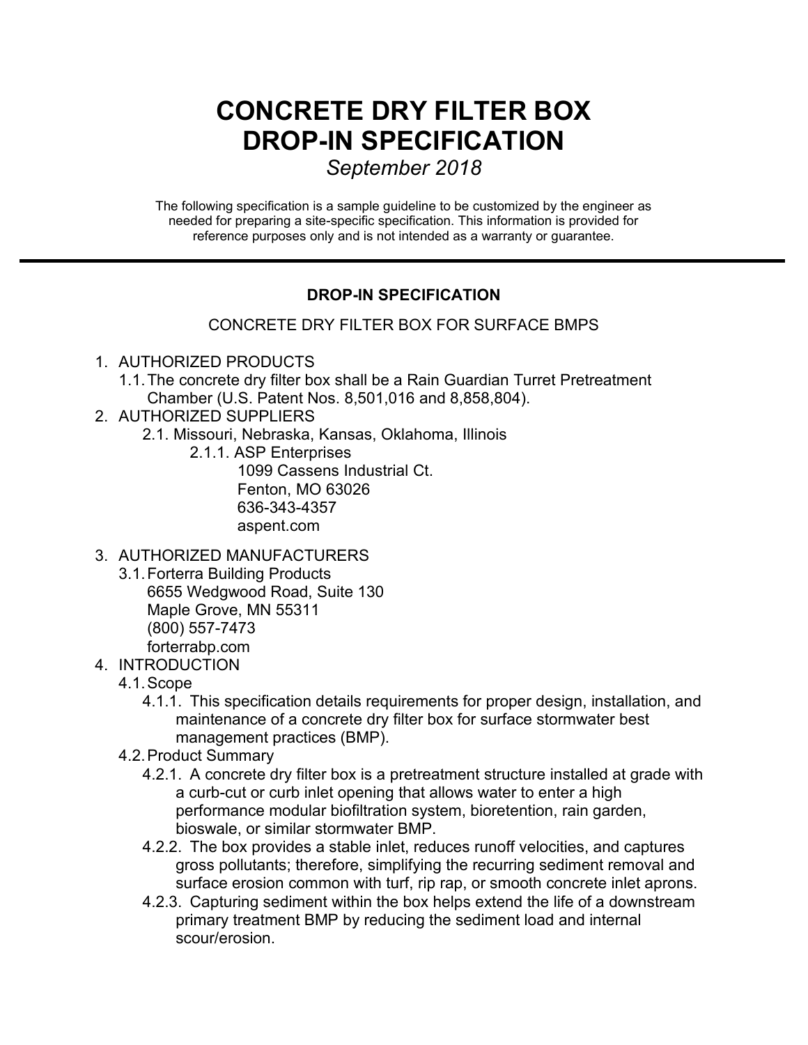# CONCRETE DRY FILTER BOX DROP-IN SPECIFICATION

*September 2018*

The following specification is a sample guideline to be customized by the engineer as needed for preparing a site-specific specification. This information is provided for reference purposes only and is not intended as a warranty or guarantee.

---

**DROP-IN SPECIFICATION**

CONCRETE DRY FILTER BOX FOR SURFACE BMPS

1. AUTHORIZED PRODUCTS
   1.1. The concrete dry filter box shall be a Rain Guardian Turret Pretreatment Chamber (U.S. Patent Nos. 8,501,016 and 8,858,804).
2. AUTHORIZED SUPPLIERS
   2.1. Missouri, Nebraska, Kansas, Oklahoma, Illinois
      2.1.1. ASP Enterprises
      1099 Cassens Industrial Ct.
      Fenton, MO 63026
      636-343-4357
      aspent.com
3. AUTHORIZED MANUFACTURERS
   3.1. Forterra Building Products
   6655 Wedgwood Road, Suite 130
   Maple Grove, MN 55311
   (800) 557-7473
   forterrabp.com
4. INTRODUCTION
   4.1. Scope
      4.1.1. This specification details requirements for proper design, installation, and maintenance of a concrete dry filter box for surface stormwater best management practices (BMP).
   4.2. Product Summary
      4.2.1. A concrete dry filter box is a pretreatment structure installed at grade with a curb-cut or curb inlet opening that allows water to enter a high performance modular biofiltration system, bioretention, rain garden, bioswale, or similar stormwater BMP.
      4.2.2. The box provides a stable inlet, reduces runoff velocities, and captures gross pollutants; therefore, simplifying the recurring sediment removal and surface erosion common with turf, rip rap, or smooth concrete inlet aprons.
      4.2.3. Capturing sediment within the box helps extend the life of a downstream primary treatment BMP by reducing the sediment load and internal scour/erosion.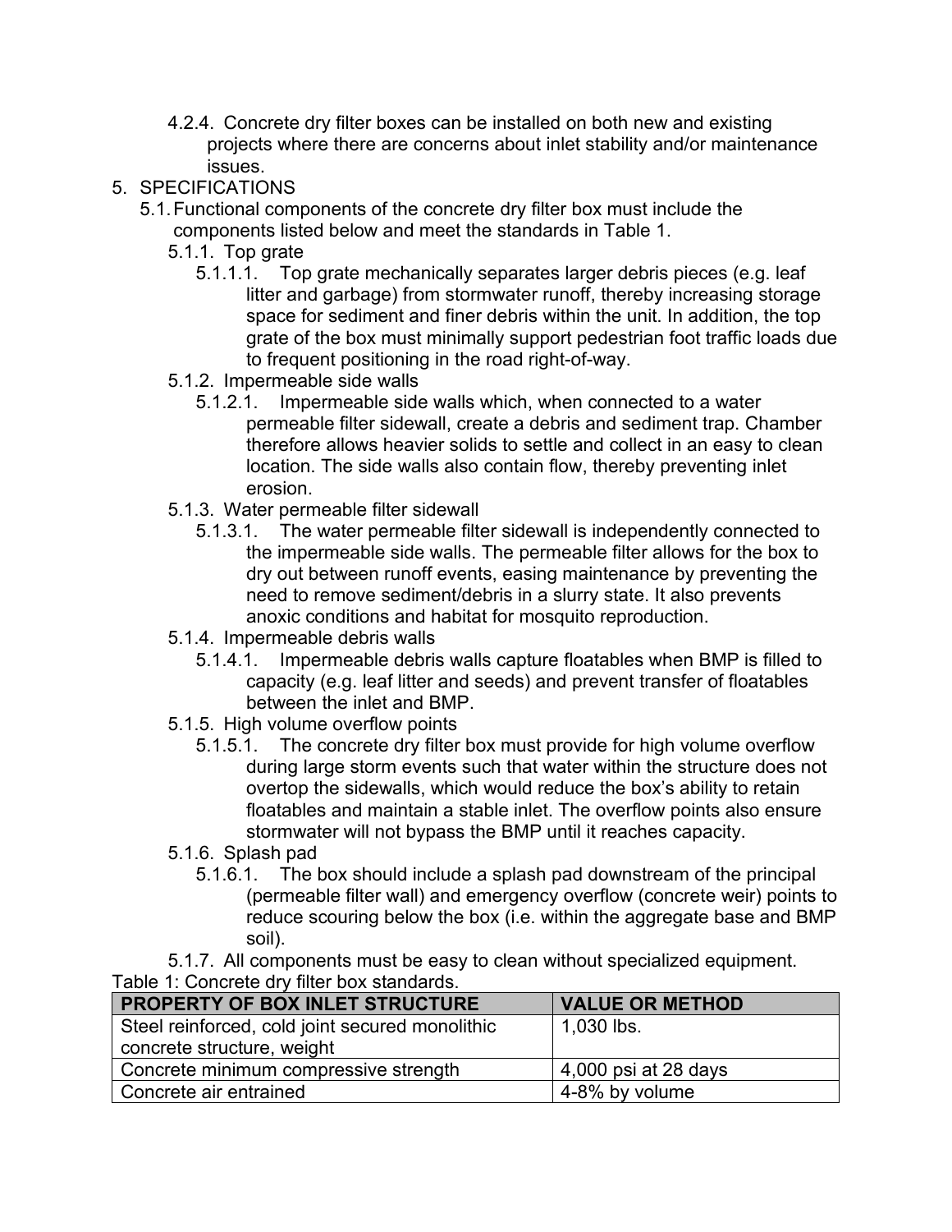4.2.4. Concrete dry filter boxes can be installed on both new and existing projects where there are concerns about inlet stability and/or maintenance issues.

5. SPECIFICATIONS

5.1. Functional components of the concrete dry filter box must include the components listed below and meet the standards in Table 1.

5.1.1. Top grate

5.1.1.1. Top grate mechanically separates larger debris pieces (e.g. leaf litter and garbage) from stormwater runoff, thereby increasing storage space for sediment and finer debris within the unit. In addition, the top grate of the box must minimally support pedestrian foot traffic loads due to frequent positioning in the road right-of-way.

5.1.2. Impermeable side walls

5.1.2.1. Impermeable side walls which, when connected to a water permeable filter sidewall, create a debris and sediment trap. Chamber therefore allows heavier solids to settle and collect in an easy to clean location. The side walls also contain flow, thereby preventing inlet erosion.

5.1.3. Water permeable filter sidewall

5.1.3.1. The water permeable filter sidewall is independently connected to the impermeable side walls. The permeable filter allows for the box to dry out between runoff events, easing maintenance by preventing the need to remove sediment/debris in a slurry state. It also prevents anoxic conditions and habitat for mosquito reproduction.

5.1.4. Impermeable debris walls

5.1.4.1. Impermeable debris walls capture floatables when BMP is filled to capacity (e.g. leaf litter and seeds) and prevent transfer of floatables between the inlet and BMP.

5.1.5. High volume overflow points

5.1.5.1. The concrete dry filter box must provide for high volume overflow during large storm events such that water within the structure does not overtop the sidewalls, which would reduce the box's ability to retain floatables and maintain a stable inlet. The overflow points also ensure stormwater will not bypass the BMP until it reaches capacity.

5.1.6. Splash pad

5.1.6.1. The box should include a splash pad downstream of the principal (permeable filter wall) and emergency overflow (concrete weir) points to reduce scouring below the box (i.e. within the aggregate base and BMP soil).

5.1.7. All components must be easy to clean without specialized equipment.

Table 1: Concrete dry filter box standards.

| PROPERTY OF BOX INLET STRUCTURE | VALUE OR METHOD |
|---|---|
| Steel reinforced, cold joint secured monolithic concrete structure, weight | 1,030 lbs. |
| Concrete minimum compressive strength | 4,000 psi at 28 days |
| Concrete air entrained | 4-8% by volume |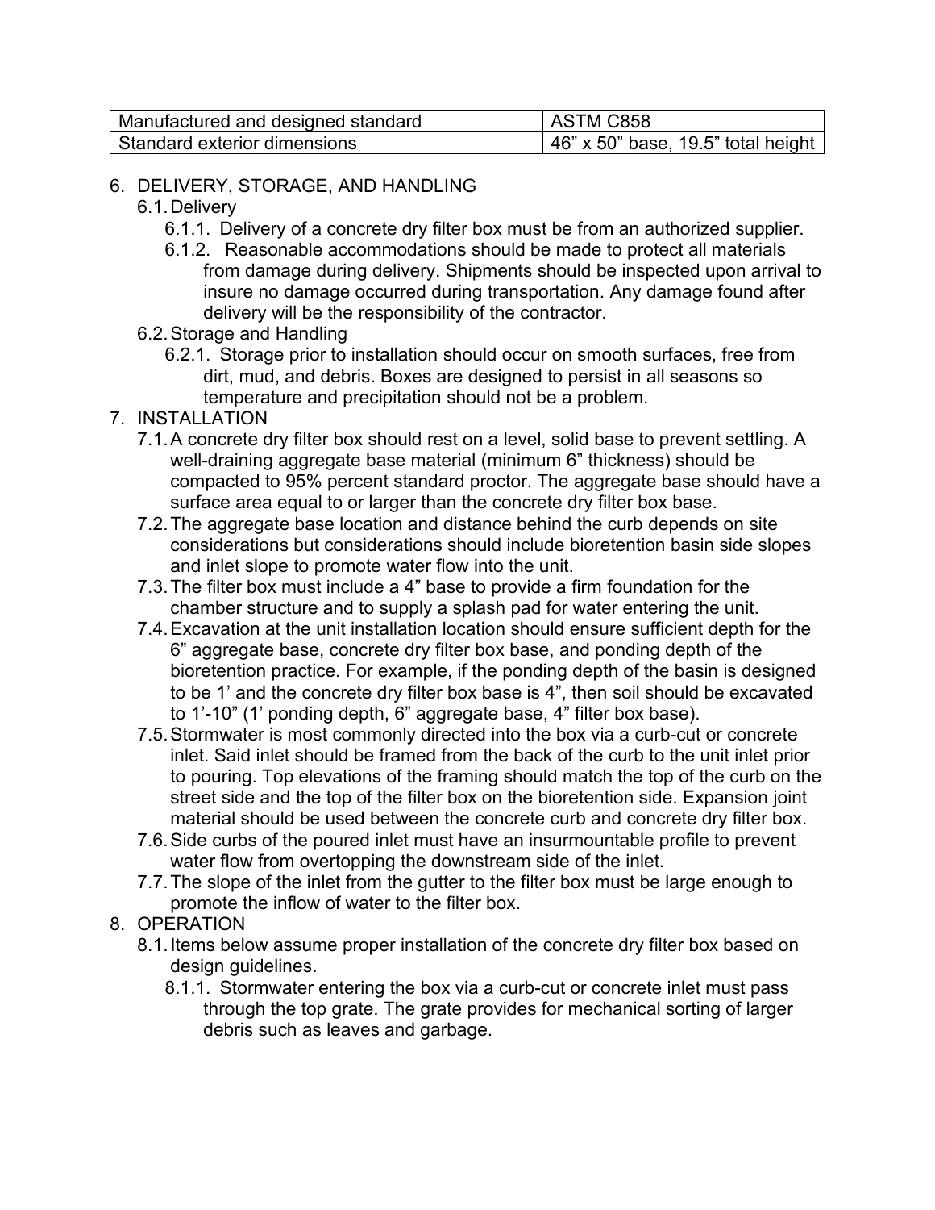| Manufactured and designed standard | ASTM C858 |
|---|---|
| Standard exterior dimensions | 46" x 50" base, 19.5" total height |

6. DELIVERY, STORAGE, AND HANDLING
   - 6.1. Delivery
     - 6.1.1. Delivery of a concrete dry filter box must be from an authorized supplier.
     - 6.1.2. Reasonable accommodations should be made to protect all materials from damage during delivery. Shipments should be inspected upon arrival to insure no damage occurred during transportation. Any damage found after delivery will be the responsibility of the contractor.
   - 6.2. Storage and Handling
     - 6.2.1. Storage prior to installation should occur on smooth surfaces, free from dirt, mud, and debris. Boxes are designed to persist in all seasons so temperature and precipitation should not be a problem.
7. INSTALLATION
   - 7.1. A concrete dry filter box should rest on a level, solid base to prevent settling. A well-draining aggregate base material (minimum 6" thickness) should be compacted to 95% percent standard proctor. The aggregate base should have a surface area equal to or larger than the concrete dry filter box base.
   - 7.2. The aggregate base location and distance behind the curb depends on site considerations but considerations should include bioretention basin side slopes and inlet slope to promote water flow into the unit.
   - 7.3. The filter box must include a 4" base to provide a firm foundation for the chamber structure and to supply a splash pad for water entering the unit.
   - 7.4. Excavation at the unit installation location should ensure sufficient depth for the 6" aggregate base, concrete dry filter box base, and ponding depth of the bioretention practice. For example, if the ponding depth of the basin is designed to be 1' and the concrete dry filter box base is 4", then soil should be excavated to 1'-10" (1' ponding depth, 6" aggregate base, 4" filter box base).
   - 7.5. Stormwater is most commonly directed into the box via a curb-cut or concrete inlet. Said inlet should be framed from the back of the curb to the unit inlet prior to pouring. Top elevations of the framing should match the top of the curb on the street side and the top of the filter box on the bioretention side. Expansion joint material should be used between the concrete curb and concrete dry filter box.
   - 7.6. Side curbs of the poured inlet must have an insurmountable profile to prevent water flow from overtopping the downstream side of the inlet.
   - 7.7. The slope of the inlet from the gutter to the filter box must be large enough to promote the inflow of water to the filter box.
8. OPERATION
   - 8.1. Items below assume proper installation of the concrete dry filter box based on design guidelines.
     - 8.1.1. Stormwater entering the box via a curb-cut or concrete inlet must pass through the top grate. The grate provides for mechanical sorting of larger debris such as leaves and garbage.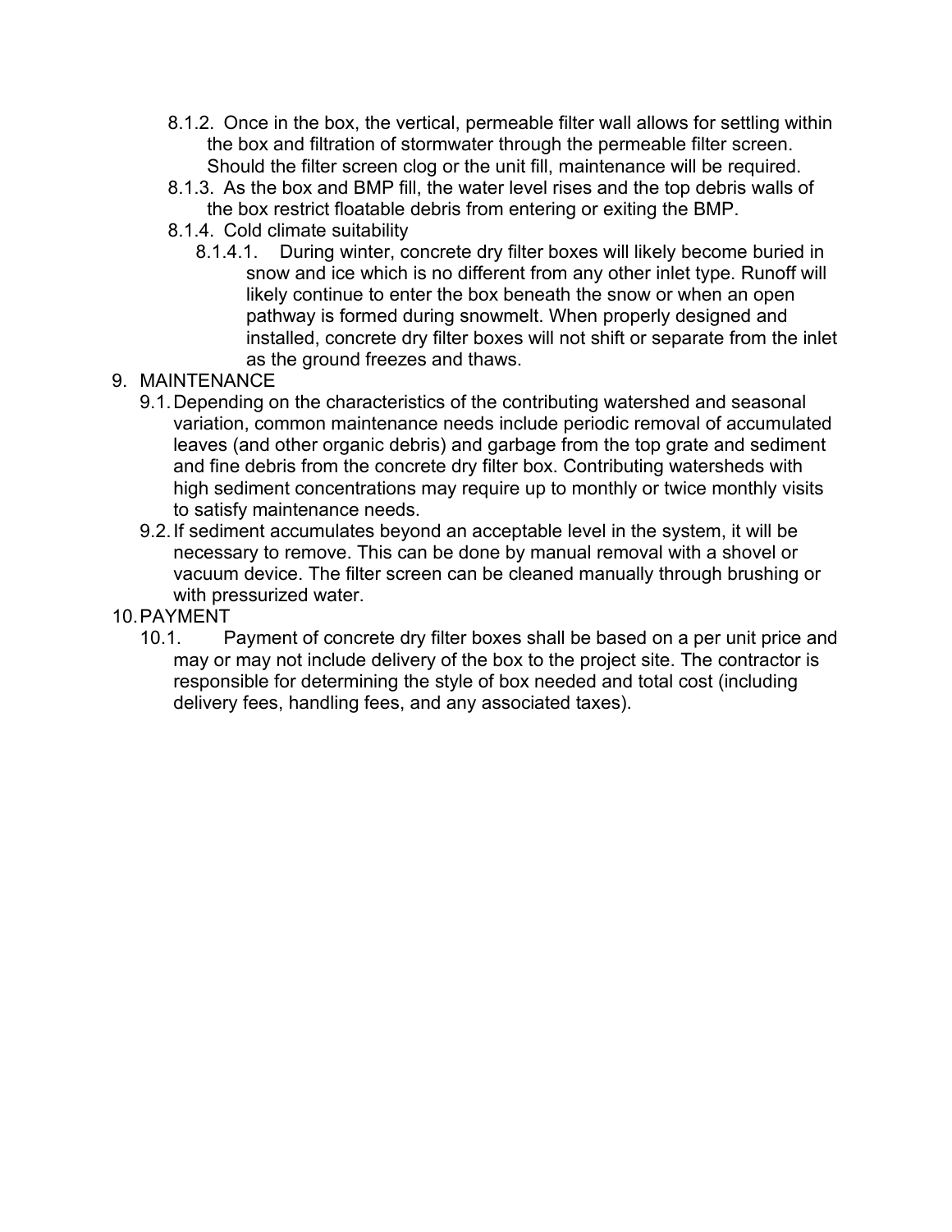8.1.2. Once in the box, the vertical, permeable filter wall allows for settling within the box and filtration of stormwater through the permeable filter screen. Should the filter screen clog or the unit fill, maintenance will be required.

8.1.3. As the box and BMP fill, the water level rises and the top debris walls of the box restrict floatable debris from entering or exiting the BMP.

8.1.4. Cold climate suitability

8.1.4.1. During winter, concrete dry filter boxes will likely become buried in snow and ice which is no different from any other inlet type. Runoff will likely continue to enter the box beneath the snow or when an open pathway is formed during snowmelt. When properly designed and installed, concrete dry filter boxes will not shift or separate from the inlet as the ground freezes and thaws.

## 9. MAINTENANCE

9.1. Depending on the characteristics of the contributing watershed and seasonal variation, common maintenance needs include periodic removal of accumulated leaves (and other organic debris) and garbage from the top grate and sediment and fine debris from the concrete dry filter box. Contributing watersheds with high sediment concentrations may require up to monthly or twice monthly visits to satisfy maintenance needs.

9.2. If sediment accumulates beyond an acceptable level in the system, it will be necessary to remove. This can be done by manual removal with a shovel or vacuum device. The filter screen can be cleaned manually through brushing or with pressurized water.

## 10. PAYMENT

10.1. Payment of concrete dry filter boxes shall be based on a per unit price and may or may not include delivery of the box to the project site. The contractor is responsible for determining the style of box needed and total cost (including delivery fees, handling fees, and any associated taxes).